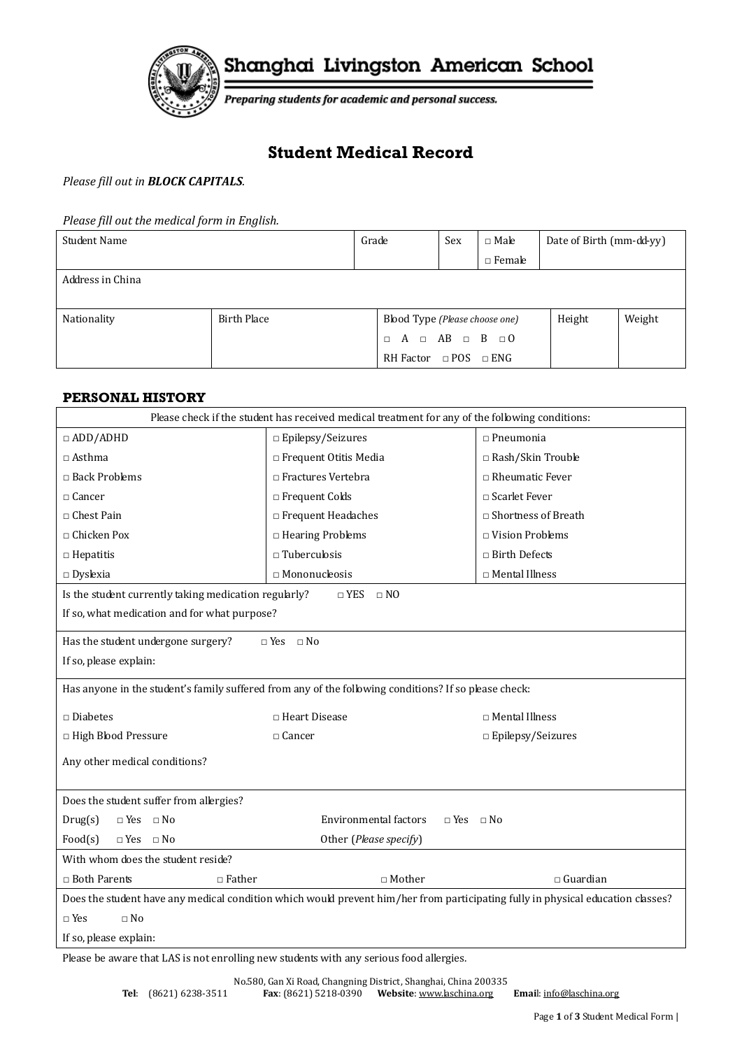# Shanghai Livingston American School

***Preparing students for academic and personal success.***

## Student Medical Record

*Please fill out in **BLOCK CAPITALS**.*

*Please fill out the medical form in English.*

| Student Name | Grade | Sex | □ Male □ Female | Date of Birth (mm-dd-yy) |
|---|---|---|---|---|
| Address in China | | | | |

| Nationality | Birth Place | Blood Type *(Please choose one)* □ A □ AB □ B □ O RH Factor □ POS □ ENG | Height | Weight |
|---|---|---|---|---|
| | | | | |

### PERSONAL HISTORY

Please check if the student has received medical treatment for any of the following conditions:

| | | |
|---|---|---|
| □ ADD/ADHD | □ Epilepsy/Seizures | □ Pneumonia |
| □ Asthma | □ Frequent Otitis Media | □ Rash/Skin Trouble |
| □ Back Problems | □ Fractures Vertebra | □ Rheumatic Fever |
| □ Cancer | □ Frequent Colds | □ Scarlet Fever |
| □ Chest Pain | □ Frequent Headaches | □ Shortness of Breath |
| □ Chicken Pox | □ Hearing Problems | □ Vision Problems |
| □ Hepatitis | □ Tuberculosis | □ Birth Defects |
| □ Dyslexia | □ Mononucleosis | □ Mental Illness |

Is the student currently taking medication regularly? □ YES □ NO

If so, what medication and for what purpose?

Has the student undergone surgery? □ Yes □ No

If so, please explain:

Has anyone in the student's family suffered from any of the following conditions? If so please check:

| | | |
|---|---|---|
| □ Diabetes | □ Heart Disease | □ Mental Illness |
| □ High Blood Pressure | □ Cancer | □ Epilepsy/Seizures |

Any other medical conditions?

Does the student suffer from allergies?

Drug(s) □ Yes □ No Environmental factors □ Yes □ No

Food(s) □ Yes □ No Other (*Please specify*)

With whom does the student reside?

□ Both Parents □ Father □ Mother □ Guardian

Does the student have any medical condition which would prevent him/her from participating fully in physical education classes?

□ Yes □ No

If so, please explain:

Please be aware that LAS is not enrolling new students with any serious food allergies.

No.580, Gan Xi Road, Changning District, Shanghai, China 200335

**Tel**: (8621) 6238-3511 **Fax**: (8621) 5218-0390 **Website**: www.laschina.org **Email**: info@laschina.org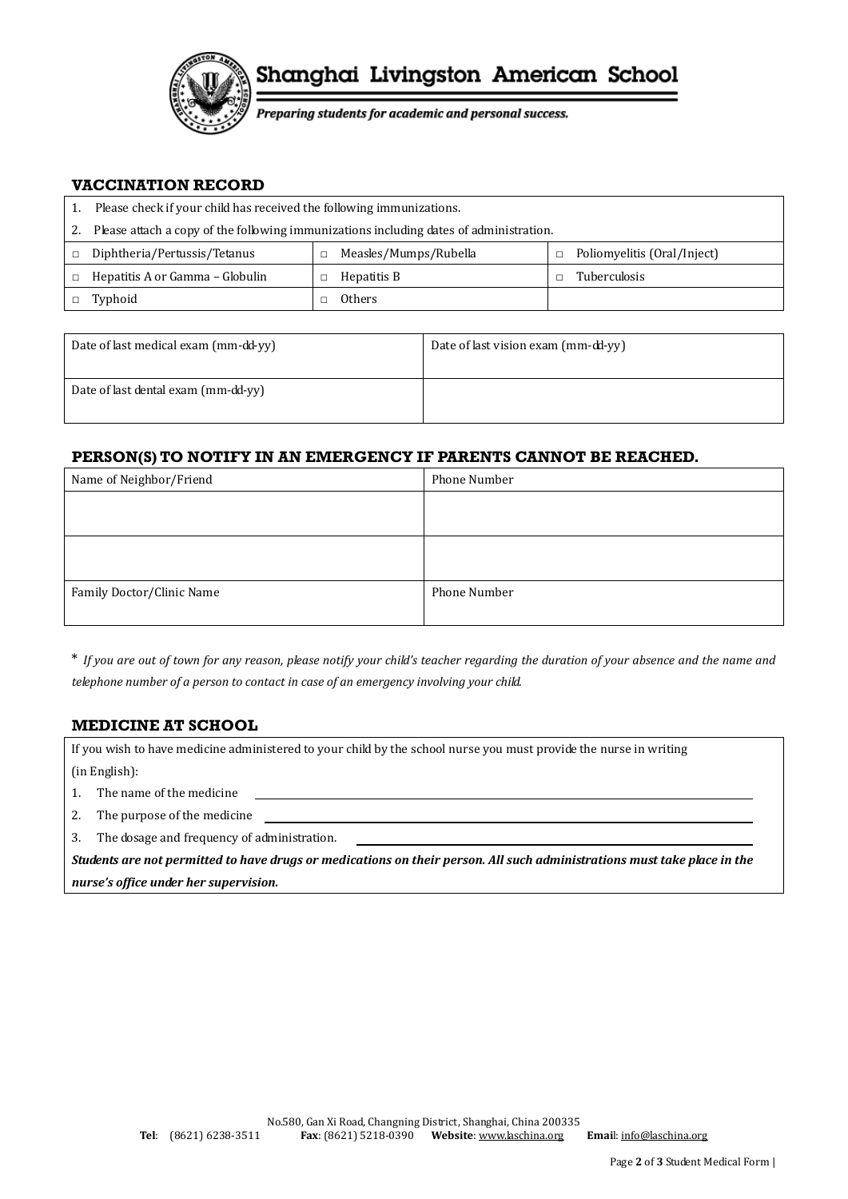Shanghai Livingston American School

*Preparing students for academic and personal success.*

## VACCINATION RECORD

1. Please check if your child has received the following immunizations.
2. Please attach a copy of the following immunizations including dates of administration.

| | | |
|---|---|---|
| □ Diphtheria/Pertussis/Tetanus | □ Measles/Mumps/Rubella | □ Poliomyelitis (Oral/Inject) |
| □ Hepatitis A or Gamma – Globulin | □ Hepatitis B | □ Tuberculosis |
| □ Typhoid | □ Others | |

| | |
|---|---|
| Date of last medical exam (mm-dd-yy) | Date of last vision exam (mm-dd-yy) |
| Date of last dental exam (mm-dd-yy) | |

## PERSON(S) TO NOTIFY IN AN EMERGENCY IF PARENTS CANNOT BE REACHED.

| Name of Neighbor/Friend | Phone Number |
|---|---|
| | |
| | |
| Family Doctor/Clinic Name | Phone Number |

\* *If you are out of town for any reason, please notify your child's teacher regarding the duration of your absence and the name and telephone number of a person to contact in case of an emergency involving your child.*

## MEDICINE AT SCHOOL

If you wish to have medicine administered to your child by the school nurse you must provide the nurse in writing (in English):

1. The name of the medicine \_\_\_\_\_\_\_\_\_\_\_\_\_\_\_\_\_\_\_\_\_\_\_\_\_\_\_\_\_\_
2. The purpose of the medicine \_\_\_\_\_\_\_\_\_\_\_\_\_\_\_\_\_\_\_\_\_\_\_\_\_\_\_\_\_\_
3. The dosage and frequency of administration. \_\_\_\_\_\_\_\_\_\_\_\_\_\_\_\_\_\_\_\_\_\_\_\_\_\_\_\_\_\_

***Students are not permitted to have drugs or medications on their person. All such administrations must take place in the nurse's office under her supervision.***

No.580, Gan Xi Road, Changning District, Shanghai, China 200335
**Tel**: (8621) 6238-3511 **Fax**: (8621) 5218-0390 **Website**: www.laschina.org **Email**: info@laschina.org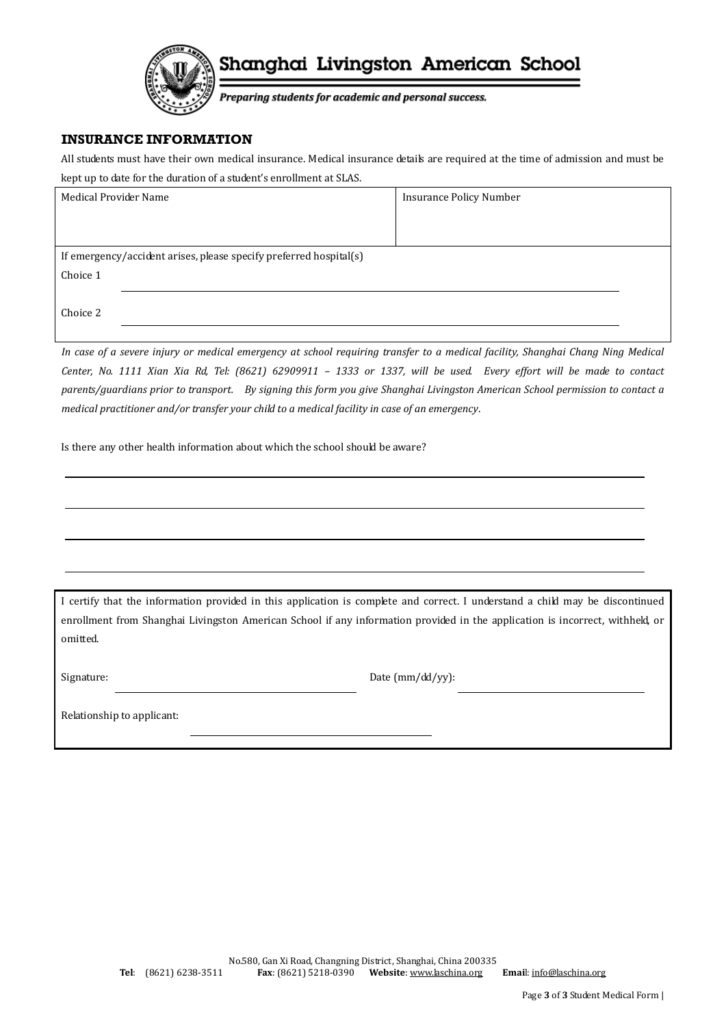Shanghai Livingston American School

*Preparing students for academic and personal success.*

## INSURANCE INFORMATION

All students must have their own medical insurance. Medical insurance details are required at the time of admission and must be kept up to date for the duration of a student's enrollment at SLAS.

| Medical Provider Name | Insurance Policy Number |
|---|---|
| | |

If emergency/accident arises, please specify preferred hospital(s)

Choice 1 \_\_\_\_\_\_\_\_\_\_\_\_\_\_\_\_\_\_\_\_\_\_\_\_\_\_\_\_\_\_\_\_\_\_\_\_\_\_\_\_

Choice 2 \_\_\_\_\_\_\_\_\_\_\_\_\_\_\_\_\_\_\_\_\_\_\_\_\_\_\_\_\_\_\_\_\_\_\_\_\_\_\_\_

*In case of a severe injury or medical emergency at school requiring transfer to a medical facility, Shanghai Chang Ning Medical Center, No. 1111 Xian Xia Rd, Tel: (8621) 62909911 – 1333 or 1337, will be used. Every effort will be made to contact parents/guardians prior to transport. By signing this form you give Shanghai Livingston American School permission to contact a medical practitioner and/or transfer your child to a medical facility in case of an emergency.*

Is there any other health information about which the school should be aware?

\_\_\_\_\_\_\_\_\_\_\_\_\_\_\_\_\_\_\_\_\_\_\_\_\_\_\_\_\_\_\_\_\_\_\_\_\_\_\_\_\_\_\_\_\_\_\_\_

\_\_\_\_\_\_\_\_\_\_\_\_\_\_\_\_\_\_\_\_\_\_\_\_\_\_\_\_\_\_\_\_\_\_\_\_\_\_\_\_\_\_\_\_\_\_\_\_

\_\_\_\_\_\_\_\_\_\_\_\_\_\_\_\_\_\_\_\_\_\_\_\_\_\_\_\_\_\_\_\_\_\_\_\_\_\_\_\_\_\_\_\_\_\_\_\_

\_\_\_\_\_\_\_\_\_\_\_\_\_\_\_\_\_\_\_\_\_\_\_\_\_\_\_\_\_\_\_\_\_\_\_\_\_\_\_\_\_\_\_\_\_\_\_\_

I certify that the information provided in this application is complete and correct. I understand a child may be discontinued enrollment from Shanghai Livingston American School if any information provided in the application is incorrect, withheld, or omitted.

Signature: \_\_\_\_\_\_\_\_\_\_\_\_\_\_\_\_\_\_\_\_\_\_\_\_ Date (mm/dd/yy): \_\_\_\_\_\_\_\_\_\_\_\_\_\_\_\_

Relationship to applicant: \_\_\_\_\_\_\_\_\_\_\_\_\_\_\_\_\_\_\_\_\_\_\_\_

No.580, Gan Xi Road, Changning District, Shanghai, China 200335

**Tel**: (8621) 6238-3511 **Fax**: (8621) 5218-0390 **Website**: www.laschina.org **Email**: info@laschina.org